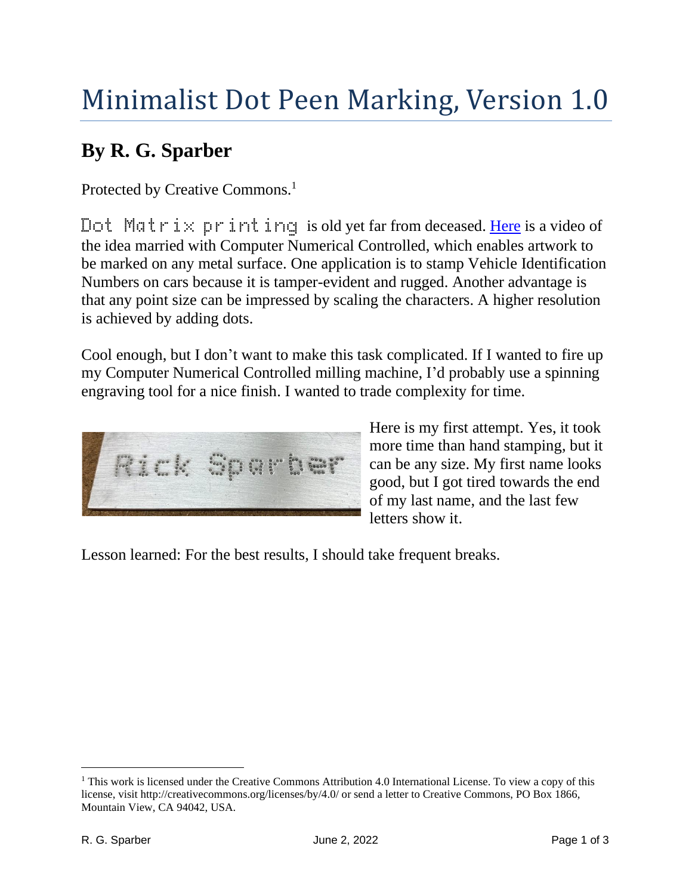# Minimalist Dot Peen Marking, Version 1.0

## By R. G. Sparber

Protected by Creative Commons.[1]

Dot Matrix printing is old yet far from deceased. Here is a video of the idea married with Computer Numerical Controlled, which enables artwork to be marked on any metal surface. One application is to stamp Vehicle Identification Numbers on cars because it is tamper-evident and rugged. Another advantage is that any point size can be impressed by scaling the characters. A higher resolution is achieved by adding dots.

Cool enough, but I don't want to make this task complicated. If I wanted to fire up my Computer Numerical Controlled milling machine, I'd probably use a spinning engraving tool for a nice finish. I wanted to trade complexity for time.

Here is my first attempt. Yes, it took more time than hand stamping, but it can be any size. My first name looks good, but I got tired towards the end of my last name, and the last few letters show it.

Lesson learned: For the best results, I should take frequent breaks.

[1] This work is licensed under the Creative Commons Attribution 4.0 International License. To view a copy of this license, visit http://creativecommons.org/licenses/by/4.0/ or send a letter to Creative Commons, PO Box 1866, Mountain View, CA 94042, USA.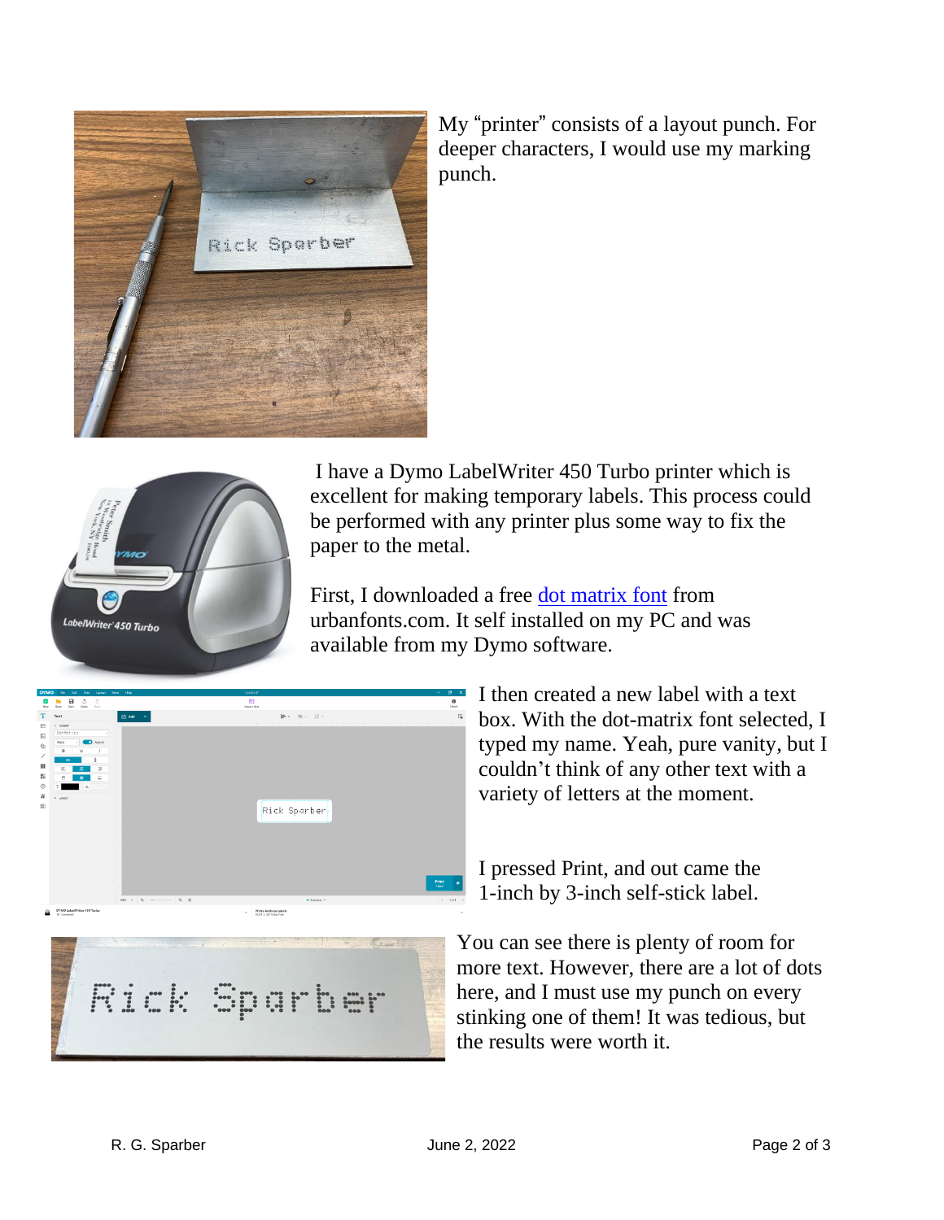My "printer" consists of a layout punch. For deeper characters, I would use my marking punch.

I have a Dymo LabelWriter 450 Turbo printer which is excellent for making temporary labels. This process could be performed with any printer plus some way to fix the paper to the metal.

First, I downloaded a free dot matrix font from urbanfonts.com. It self installed on my PC and was available from my Dymo software.

I then created a new label with a text box. With the dot-matrix font selected, I typed my name. Yeah, pure vanity, but I couldn't think of any other text with a variety of letters at the moment.

I pressed Print, and out came the 1-inch by 3-inch self-stick label.

You can see there is plenty of room for more text. However, there are a lot of dots here, and I must use my punch on every stinking one of them! It was tedious, but the results were worth it.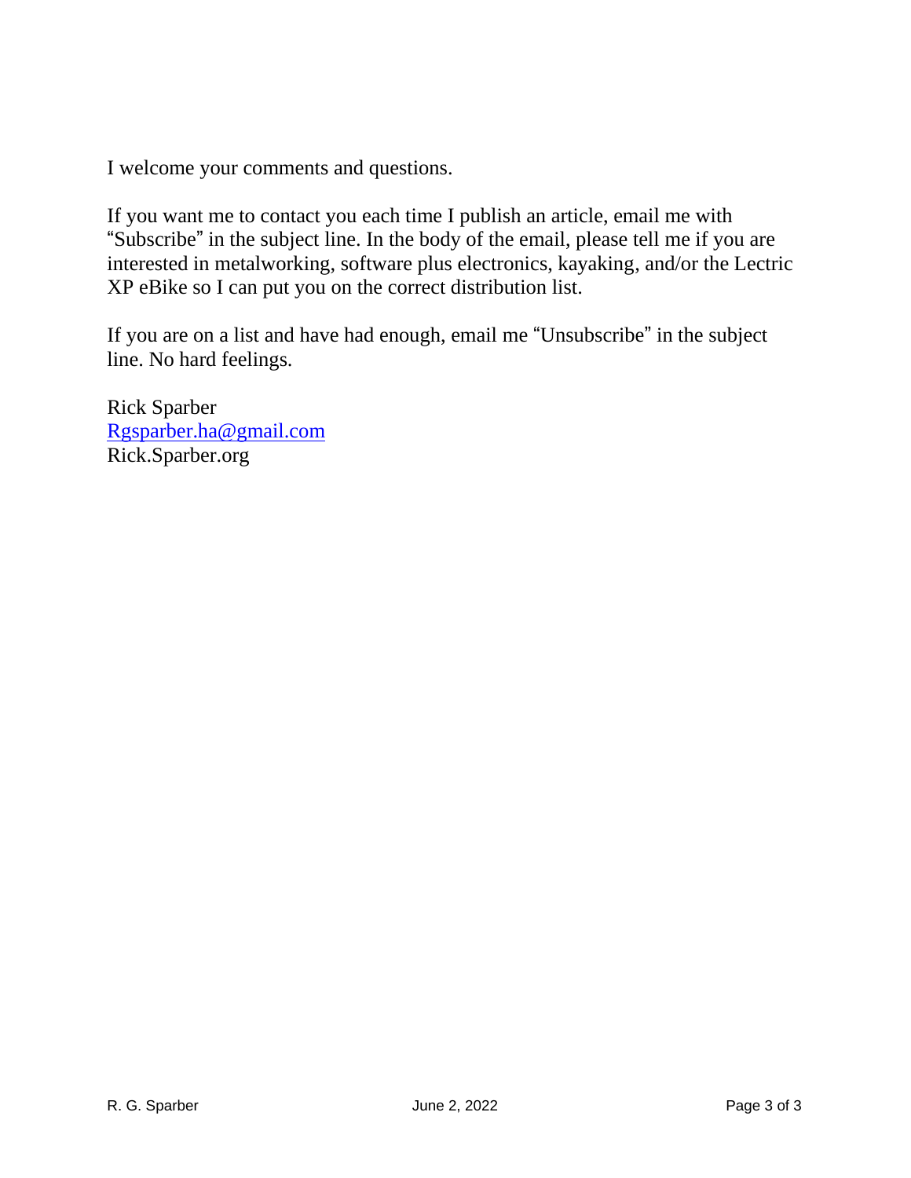I welcome your comments and questions.

If you want me to contact you each time I publish an article, email me with "Subscribe" in the subject line. In the body of the email, please tell me if you are interested in metalworking, software plus electronics, kayaking, and/or the Lectric XP eBike so I can put you on the correct distribution list.

If you are on a list and have had enough, email me "Unsubscribe" in the subject line. No hard feelings.

Rick Sparber
Rgsparber.ha@gmail.com
Rick.Sparber.org